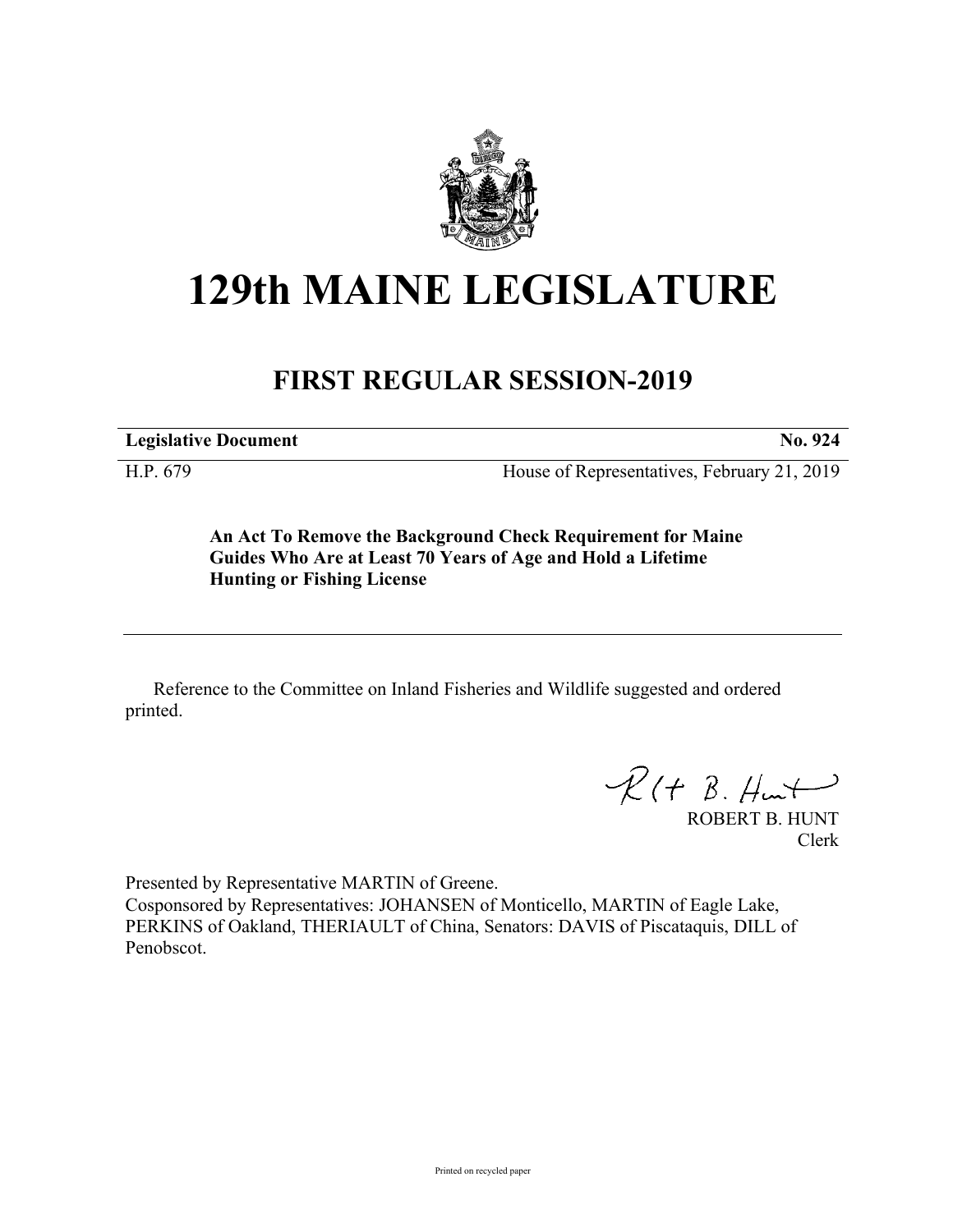# 129th MAINE LEGISLATURE

## FIRST REGULAR SESSION-2019

**Legislative Document** **No. 924**

H.P. 679 House of Representatives, February 21, 2019

**An Act To Remove the Background Check Requirement for Maine Guides Who Are at Least 70 Years of Age and Hold a Lifetime Hunting or Fishing License**

---

Reference to the Committee on Inland Fisheries and Wildlife suggested and ordered printed.

ROBERT B. HUNT
Clerk

Presented by Representative MARTIN of Greene.
Cosponsored by Representatives: JOHANSEN of Monticello, MARTIN of Eagle Lake, PERKINS of Oakland, THERIAULT of China, Senators: DAVIS of Piscataquis, DILL of Penobscot.

Printed on recycled paper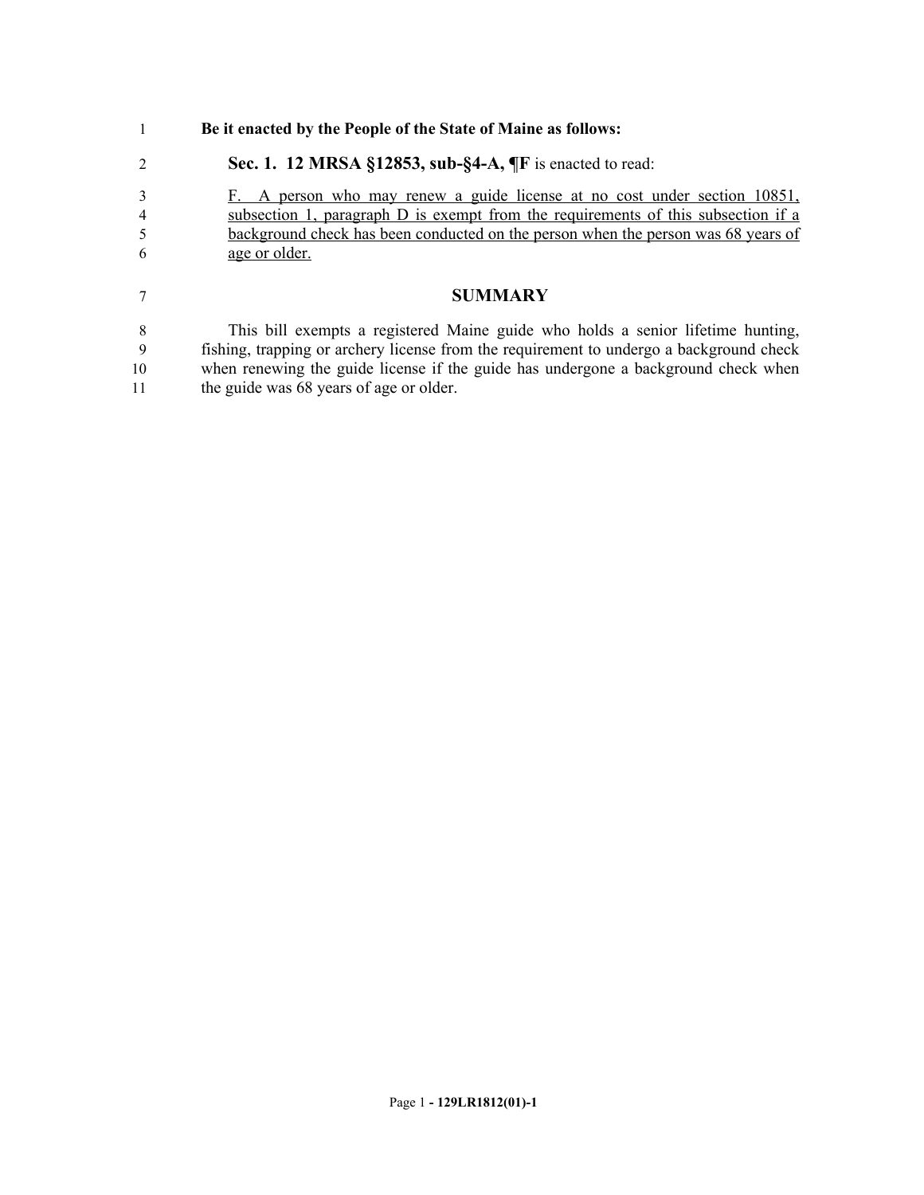**Be it enacted by the People of the State of Maine as follows:**

**Sec. 1. 12 MRSA §12853, sub-§4-A, ¶F** is enacted to read:

F. A person who may renew a guide license at no cost under section 10851, subsection 1, paragraph D is exempt from the requirements of this subsection if a background check has been conducted on the person when the person was 68 years of age or older.

## SUMMARY

This bill exempts a registered Maine guide who holds a senior lifetime hunting, fishing, trapping or archery license from the requirement to undergo a background check when renewing the guide license if the guide has undergone a background check when the guide was 68 years of age or older.